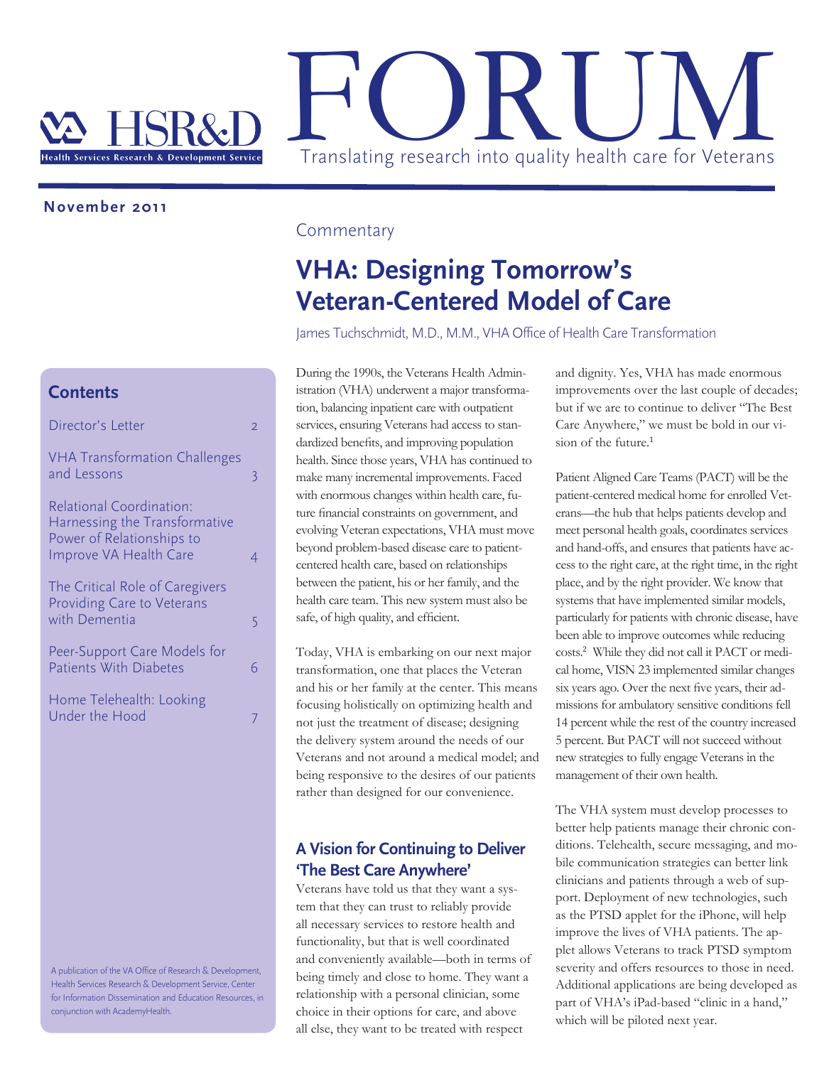# FORUM

HSR&D — Health Services Research & Development Service

Translating research into quality health care for Veterans

**November 2011**

## Contents

- Director's Letter — 2
- VHA Transformation Challenges and Lessons — 3
- Relational Coordination: Harnessing the Transformative Power of Relationships to Improve VA Health Care — 4
- The Critical Role of Caregivers Providing Care to Veterans with Dementia — 5
- Peer-Support Care Models for Patients With Diabetes — 6
- Home Telehealth: Looking Under the Hood — 7

A publication of the VA Office of Research & Development, Health Services Research & Development Service, Center for Information Dissemination and Education Resources, in conjunction with AcademyHealth.

Commentary

# VHA: Designing Tomorrow's Veteran-Centered Model of Care

James Tuchschmidt, M.D., M.M., VHA Office of Health Care Transformation

During the 1990s, the Veterans Health Administration (VHA) underwent a major transformation, balancing inpatient care with outpatient services, ensuring Veterans had access to standardized benefits, and improving population health. Since those years, VHA has continued to make many incremental improvements. Faced with enormous changes within health care, future financial constraints on government, and evolving Veteran expectations, VHA must move beyond problem-based disease care to patient-centered health care, based on relationships between the patient, his or her family, and the health care team. This new system must also be safe, of high quality, and efficient.

Today, VHA is embarking on our next major transformation, one that places the Veteran and his or her family at the center. This means focusing holistically on optimizing health and not just the treatment of disease; designing the delivery system around the needs of our Veterans and not around a medical model; and being responsive to the desires of our patients rather than designed for our convenience.

## A Vision for Continuing to Deliver 'The Best Care Anywhere'

Veterans have told us that they want a system that they can trust to reliably provide all necessary services to restore health and functionality, but that is well coordinated and conveniently available—both in terms of being timely and close to home. They want a relationship with a personal clinician, some choice in their options for care, and above all else, they want to be treated with respect and dignity. Yes, VHA has made enormous improvements over the last couple of decades; but if we are to continue to deliver "The Best Care Anywhere," we must be bold in our vision of the future.[1]

Patient Aligned Care Teams (PACT) will be the patient-centered medical home for enrolled Veterans—the hub that helps patients develop and meet personal health goals, coordinates services and hand-offs, and ensures that patients have access to the right care, at the right time, in the right place, and by the right provider. We know that systems that have implemented similar models, particularly for patients with chronic disease, have been able to improve outcomes while reducing costs.[2] While they did not call it PACT or medical home, VISN 23 implemented similar changes six years ago. Over the next five years, their admissions for ambulatory sensitive conditions fell 14 percent while the rest of the country increased 5 percent. But PACT will not succeed without new strategies to fully engage Veterans in the management of their own health.

The VHA system must develop processes to better help patients manage their chronic conditions. Telehealth, secure messaging, and mobile communication strategies can better link clinicians and patients through a web of support. Deployment of new technologies, such as the PTSD applet for the iPhone, will help improve the lives of VHA patients. The applet allows Veterans to track PTSD symptom severity and offers resources to those in need. Additional applications are being developed as part of VHA's iPad-based "clinic in a hand," which will be piloted next year.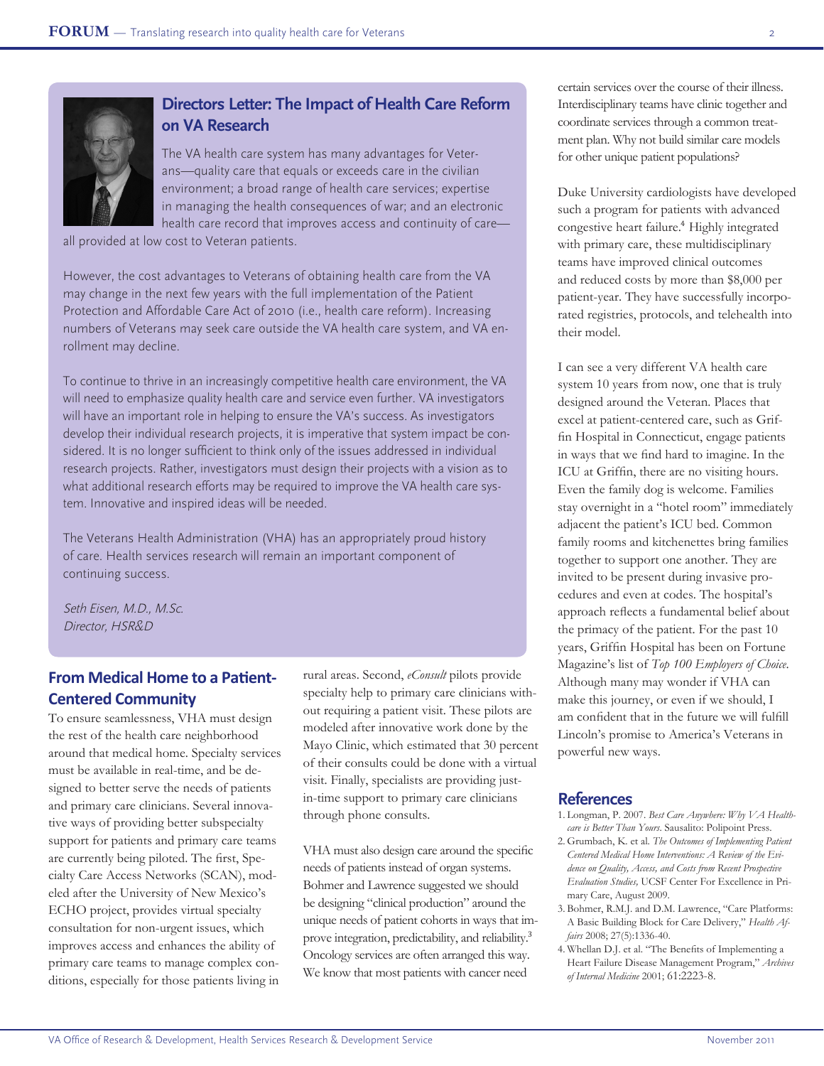## Directors Letter: The Impact of Health Care Reform on VA Research

The VA health care system has many advantages for Veterans—quality care that equals or exceeds care in the civilian environment; a broad range of health care services; expertise in managing the health consequences of war; and an electronic health care record that improves access and continuity of care—all provided at low cost to Veteran patients.

However, the cost advantages to Veterans of obtaining health care from the VA may change in the next few years with the full implementation of the Patient Protection and Affordable Care Act of 2010 (i.e., health care reform). Increasing numbers of Veterans may seek care outside the VA health care system, and VA enrollment may decline.

To continue to thrive in an increasingly competitive health care environment, the VA will need to emphasize quality health care and service even further. VA investigators will have an important role in helping to ensure the VA's success. As investigators develop their individual research projects, it is imperative that system impact be considered. It is no longer sufficient to think only of the issues addressed in individual research projects. Rather, investigators must design their projects with a vision as to what additional research efforts may be required to improve the VA health care system. Innovative and inspired ideas will be needed.

The Veterans Health Administration (VHA) has an appropriately proud history of care. Health services research will remain an important component of continuing success.

*Seth Eisen, M.D., M.Sc.*
*Director, HSR&D*

## From Medical Home to a Patient-Centered Community

To ensure seamlessness, VHA must design the rest of the health care neighborhood around that medical home. Specialty services must be available in real-time, and be designed to better serve the needs of patients and primary care clinicians. Several innovative ways of providing better subspecialty support for patients and primary care teams are currently being piloted. The first, Specialty Care Access Networks (SCAN), modeled after the University of New Mexico's ECHO project, provides virtual specialty consultation for non-urgent issues, which improves access and enhances the ability of primary care teams to manage complex conditions, especially for those patients living in rural areas. Second, *eConsult* pilots provide specialty help to primary care clinicians without requiring a patient visit. These pilots are modeled after innovative work done by the Mayo Clinic, which estimated that 30 percent of their consults could be done with a virtual visit. Finally, specialists are providing just-in-time support to primary care clinicians through phone consults.

VHA must also design care around the specific needs of patients instead of organ systems. Bohmer and Lawrence suggested we should be designing "clinical production" around the unique needs of patient cohorts in ways that improve integration, predictability, and reliability.[3] Oncology services are often arranged this way. We know that most patients with cancer need certain services over the course of their illness. Interdisciplinary teams have clinic together and coordinate services through a common treatment plan. Why not build similar care models for other unique patient populations?

Duke University cardiologists have developed such a program for patients with advanced congestive heart failure.[4] Highly integrated with primary care, these multidisciplinary teams have improved clinical outcomes and reduced costs by more than $8,000 per patient-year. They have successfully incorporated registries, protocols, and telehealth into their model.

I can see a very different VA health care system 10 years from now, one that is truly designed around the Veteran. Places that excel at patient-centered care, such as Griffin Hospital in Connecticut, engage patients in ways that we find hard to imagine. In the ICU at Griffin, there are no visiting hours. Even the family dog is welcome. Families stay overnight in a "hotel room" immediately adjacent the patient's ICU bed. Common family rooms and kitchenettes bring families together to support one another. They are invited to be present during invasive procedures and even at codes. The hospital's approach reflects a fundamental belief about the primacy of the patient. For the past 10 years, Griffin Hospital has been on Fortune Magazine's list of *Top 100 Employers of Choice*. Although many may wonder if VHA can make this journey, or even if we should, I am confident that in the future we will fulfill Lincoln's promise to America's Veterans in powerful new ways.

## References

1. Longman, P. 2007. *Best Care Anywhere: Why VA Healthcare is Better Than Yours*. Sausalito: Polipoint Press.
2. Grumbach, K. et al. *The Outcomes of Implementing Patient Centered Medical Home Interventions: A Review of the Evidence on Quality, Access, and Costs from Recent Prospective Evaluation Studies,* UCSF Center For Excellence in Primary Care, August 2009.
3. Bohmer, R.M.J. and D.M. Lawrence, "Care Platforms: A Basic Building Block for Care Delivery," *Health Affairs* 2008; 27(5):1336-40.
4. Whellan D.J. et al. "The Benefits of Implementing a Heart Failure Disease Management Program," *Archives of Internal Medicine* 2001; 61:2223-8.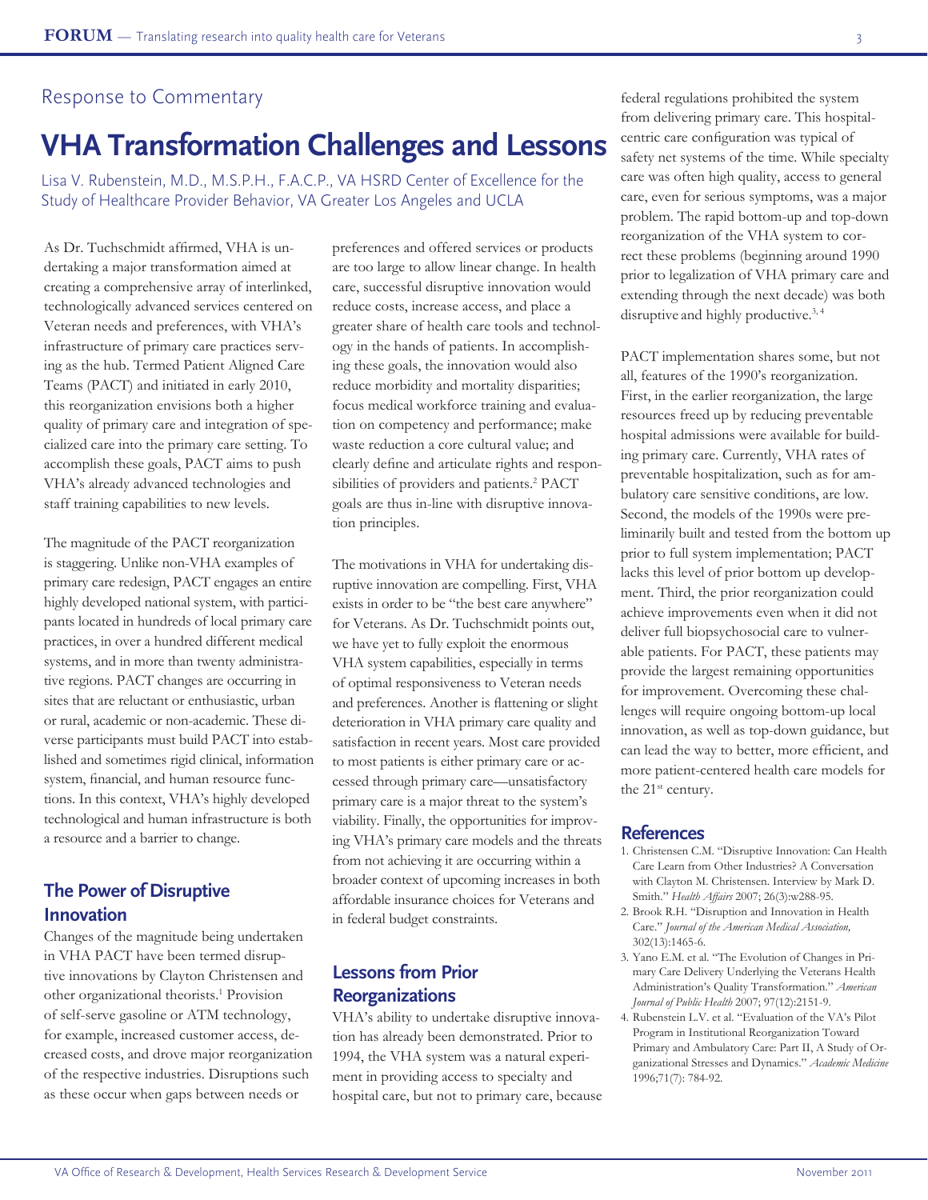Response to Commentary

# VHA Transformation Challenges and Lessons

Lisa V. Rubenstein, M.D., M.S.P.H., F.A.C.P., VA HSRD Center of Excellence for the Study of Healthcare Provider Behavior, VA Greater Los Angeles and UCLA

As Dr. Tuchschmidt affirmed, VHA is undertaking a major transformation aimed at creating a comprehensive array of interlinked, technologically advanced services centered on Veteran needs and preferences, with VHA's infrastructure of primary care practices serving as the hub. Termed Patient Aligned Care Teams (PACT) and initiated in early 2010, this reorganization envisions both a higher quality of primary care and integration of specialized care into the primary care setting. To accomplish these goals, PACT aims to push VHA's already advanced technologies and staff training capabilities to new levels.

The magnitude of the PACT reorganization is staggering. Unlike non-VHA examples of primary care redesign, PACT engages an entire highly developed national system, with participants located in hundreds of local primary care practices, in over a hundred different medical systems, and in more than twenty administrative regions. PACT changes are occurring in sites that are reluctant or enthusiastic, urban or rural, academic or non-academic. These diverse participants must build PACT into established and sometimes rigid clinical, information system, financial, and human resource functions. In this context, VHA's highly developed technological and human infrastructure is both a resource and a barrier to change.

## The Power of Disruptive Innovation

Changes of the magnitude being undertaken in VHA PACT have been termed disruptive innovations by Clayton Christensen and other organizational theorists.[1] Provision of self-serve gasoline or ATM technology, for example, increased customer access, decreased costs, and drove major reorganization of the respective industries. Disruptions such as these occur when gaps between needs or preferences and offered services or products are too large to allow linear change. In health care, successful disruptive innovation would reduce costs, increase access, and place a greater share of health care tools and technology in the hands of patients. In accomplishing these goals, the innovation would also reduce morbidity and mortality disparities; focus medical workforce training and evaluation on competency and performance; make waste reduction a core cultural value; and clearly define and articulate rights and responsibilities of providers and patients.[2] PACT goals are thus in-line with disruptive innovation principles.

The motivations in VHA for undertaking disruptive innovation are compelling. First, VHA exists in order to be "the best care anywhere" for Veterans. As Dr. Tuchschmidt points out, we have yet to fully exploit the enormous VHA system capabilities, especially in terms of optimal responsiveness to Veteran needs and preferences. Another is flattening or slight deterioration in VHA primary care quality and satisfaction in recent years. Most care provided to most patients is either primary care or accessed through primary care—unsatisfactory primary care is a major threat to the system's viability. Finally, the opportunities for improving VHA's primary care models and the threats from not achieving it are occurring within a broader context of upcoming increases in both affordable insurance choices for Veterans and in federal budget constraints.

## Lessons from Prior Reorganizations

VHA's ability to undertake disruptive innovation has already been demonstrated. Prior to 1994, the VHA system was a natural experiment in providing access to specialty and hospital care, but not to primary care, because federal regulations prohibited the system from delivering primary care. This hospital-centric care configuration was typical of safety net systems of the time. While specialty care was often high quality, access to general care, even for serious symptoms, was a major problem. The rapid bottom-up and top-down reorganization of the VHA system to correct these problems (beginning around 1990 prior to legalization of VHA primary care and extending through the next decade) was both disruptive and highly productive.[3, 4]

PACT implementation shares some, but not all, features of the 1990's reorganization. First, in the earlier reorganization, the large resources freed up by reducing preventable hospital admissions were available for building primary care. Currently, VHA rates of preventable hospitalization, such as for ambulatory care sensitive conditions, are low. Second, the models of the 1990s were preliminarily built and tested from the bottom up prior to full system implementation; PACT lacks this level of prior bottom up development. Third, the prior reorganization could achieve improvements even when it did not deliver full biopsychosocial care to vulnerable patients. For PACT, these patients may provide the largest remaining opportunities for improvement. Overcoming these challenges will require ongoing bottom-up local innovation, as well as top-down guidance, but can lead the way to better, more efficient, and more patient-centered health care models for the 21st century.

## References

1. Christensen C.M. "Disruptive Innovation: Can Health Care Learn from Other Industries? A Conversation with Clayton M. Christensen. Interview by Mark D. Smith." *Health Affairs* 2007; 26(3):w288-95.
2. Brook R.H. "Disruption and Innovation in Health Care." *Journal of the American Medical Association,* 302(13):1465-6.
3. Yano E.M. et al. "The Evolution of Changes in Primary Care Delivery Underlying the Veterans Health Administration's Quality Transformation." *American Journal of Public Health* 2007; 97(12):2151-9.
4. Rubenstein L.V. et al. "Evaluation of the VA's Pilot Program in Institutional Reorganization Toward Primary and Ambulatory Care: Part II, A Study of Organizational Stresses and Dynamics." *Academic Medicine* 1996;71(7): 784-92.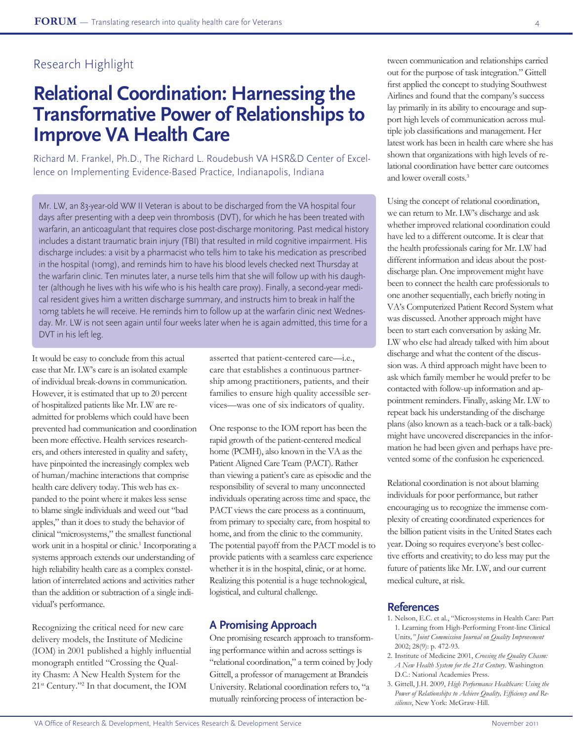Research Highlight

# Relational Coordination: Harnessing the Transformative Power of Relationships to Improve VA Health Care

Richard M. Frankel, Ph.D., The Richard L. Roudebush VA HSR&D Center of Excellence on Implementing Evidence-Based Practice, Indianapolis, Indiana

> Mr. LW, an 83-year-old WW II Veteran is about to be discharged from the VA hospital four days after presenting with a deep vein thrombosis (DVT), for which he has been treated with warfarin, an anticoagulant that requires close post-discharge monitoring. Past medical history includes a distant traumatic brain injury (TBI) that resulted in mild cognitive impairment. His discharge includes: a visit by a pharmacist who tells him to take his medication as prescribed in the hospital (10mg), and reminds him to have his blood levels checked next Thursday at the warfarin clinic. Ten minutes later, a nurse tells him that she will follow up with his daughter (although he lives with his wife who is his health care proxy). Finally, a second-year medical resident gives him a written discharge summary, and instructs him to break in half the 10mg tablets he will receive. He reminds him to follow up at the warfarin clinic next Wednesday. Mr. LW is not seen again until four weeks later when he is again admitted, this time for a DVT in his left leg.

It would be easy to conclude from this actual case that Mr. LW's care is an isolated example of individual break-downs in communication. However, it is estimated that up to 20 percent of hospitalized patients like Mr. LW are readmitted for problems which could have been prevented had communication and coordination been more effective. Health services researchers, and others interested in quality and safety, have pinpointed the increasingly complex web of human/machine interactions that comprise health care delivery today. This web has expanded to the point where it makes less sense to blame single individuals and weed out "bad apples," than it does to study the behavior of clinical "microsystems," the smallest functional work unit in a hospital or clinic.[1] Incorporating a systems approach extends our understanding of high reliability health care as a complex constellation of interrelated actions and activities rather than the addition or subtraction of a single individual's performance.

Recognizing the critical need for new care delivery models, the Institute of Medicine (IOM) in 2001 published a highly influential monograph entitled "Crossing the Quality Chasm: A New Health System for the 21st Century."[2] In that document, the IOM asserted that patient-centered care—i.e., care that establishes a continuous partnership among practitioners, patients, and their families to ensure high quality accessible services—was one of six indicators of quality.

One response to the IOM report has been the rapid growth of the patient-centered medical home (PCMH), also known in the VA as the Patient Aligned Care Team (PACT). Rather than viewing a patient's care as episodic and the responsibility of several to many unconnected individuals operating across time and space, the PACT views the care process as a continuum, from primary to specialty care, from hospital to home, and from the clinic to the community. The potential payoff from the PACT model is to provide patients with a seamless care experience whether it is in the hospital, clinic, or at home. Realizing this potential is a huge technological, logistical, and cultural challenge.

## A Promising Approach

One promising research approach to transforming performance within and across settings is "relational coordination," a term coined by Jody Gittell, a professor of management at Brandeis University. Relational coordination refers to, "a mutually reinforcing process of interaction between communication and relationships carried out for the purpose of task integration." Gittell first applied the concept to studying Southwest Airlines and found that the company's success lay primarily in its ability to encourage and support high levels of communication across multiple job classifications and management. Her latest work has been in health care where she has shown that organizations with high levels of relational coordination have better care outcomes and lower overall costs.[3]

Using the concept of relational coordination, we can return to Mr. LW's discharge and ask whether improved relational coordination could have led to a different outcome. It is clear that the health professionals caring for Mr. LW had different information and ideas about the post-discharge plan. One improvement might have been to connect the health care professionals to one another sequentially, each briefly noting in VA's Computerized Patient Record System what was discussed. Another approach might have been to start each conversation by asking Mr. LW who else had already talked with him about discharge and what the content of the discussion was. A third approach might have been to ask which family member he would prefer to be contacted with follow-up information and appointment reminders. Finally, asking Mr. LW to repeat back his understanding of the discharge plans (also known as a teach-back or a talk-back) might have uncovered discrepancies in the information he had been given and perhaps have prevented some of the confusion he experienced.

Relational coordination is not about blaming individuals for poor performance, but rather encouraging us to recognize the immense complexity of creating coordinated experiences for the billion patient visits in the United States each year. Doing so requires everyone's best collective efforts and creativity; to do less may put the future of patients like Mr. LW, and our current medical culture, at risk.

## References

1. Nelson, E.C. et al., "Microsystems in Health Care: Part 1. Learning from High-Performing Front-line Clinical Units," *Joint Commission Journal on Quality Improvement* 2002; 28(9): p. 472-93.
2. Institute of Medicine 2001, *Crossing the Quality Chasm: A New Health System for the 21st Century*. Washington D.C.: National Academies Press.
3. Gittell, J.H. 2009, *High Performance Healthcare: Using the Power of Relationships to Achieve Quality, Efficiency and Resilience*, New York: McGraw-Hill.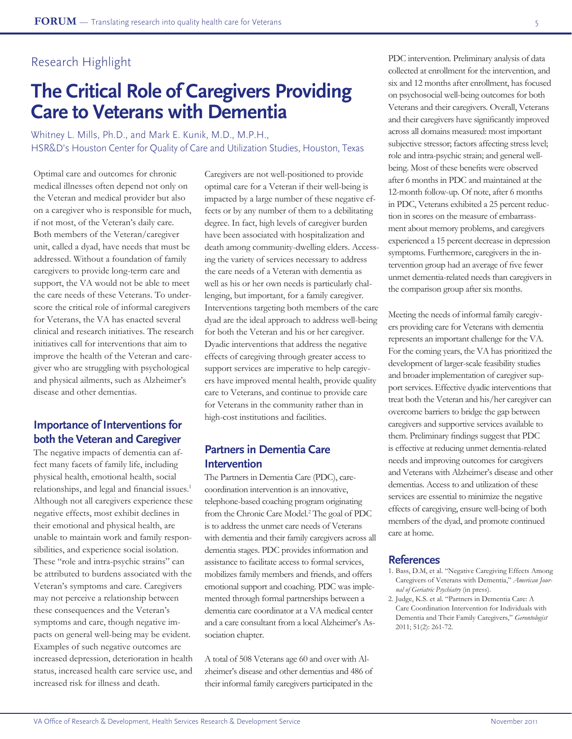Research Highlight

# The Critical Role of Caregivers Providing Care to Veterans with Dementia

Whitney L. Mills, Ph.D., and Mark E. Kunik, M.D., M.P.H.,
HSR&D's Houston Center for Quality of Care and Utilization Studies, Houston, Texas

Optimal care and outcomes for chronic medical illnesses often depend not only on the Veteran and medical provider but also on a caregiver who is responsible for much, if not most, of the Veteran's daily care. Both members of the Veteran/caregiver unit, called a dyad, have needs that must be addressed. Without a foundation of family caregivers to provide long-term care and support, the VA would not be able to meet the care needs of these Veterans. To underscore the critical role of informal caregivers for Veterans, the VA has enacted several clinical and research initiatives. The research initiatives call for interventions that aim to improve the health of the Veteran and caregiver who are struggling with psychological and physical ailments, such as Alzheimer's disease and other dementias.

## Importance of Interventions for both the Veteran and Caregiver

The negative impacts of dementia can affect many facets of family life, including physical health, emotional health, social relationships, and legal and financial issues.[1] Although not all caregivers experience these negative effects, most exhibit declines in their emotional and physical health, are unable to maintain work and family responsibilities, and experience social isolation. These "role and intra-psychic strains" can be attributed to burdens associated with the Veteran's symptoms and care. Caregivers may not perceive a relationship between these consequences and the Veteran's symptoms and care, though negative impacts on general well-being may be evident. Examples of such negative outcomes are increased depression, deterioration in health status, increased health care service use, and increased risk for illness and death.

Caregivers are not well-positioned to provide optimal care for a Veteran if their well-being is impacted by a large number of these negative effects or by any number of them to a debilitating degree. In fact, high levels of caregiver burden have been associated with hospitalization and death among community-dwelling elders. Accessing the variety of services necessary to address the care needs of a Veteran with dementia as well as his or her own needs is particularly challenging, but important, for a family caregiver. Interventions targeting both members of the care dyad are the ideal approach to address well-being for both the Veteran and his or her caregiver. Dyadic interventions that address the negative effects of caregiving through greater access to support services are imperative to help caregivers have improved mental health, provide quality care to Veterans, and continue to provide care for Veterans in the community rather than in high-cost institutions and facilities.

## Partners in Dementia Care Intervention

The Partners in Dementia Care (PDC), care-coordination intervention is an innovative, telephone-based coaching program originating from the Chronic Care Model.[2] The goal of PDC is to address the unmet care needs of Veterans with dementia and their family caregivers across all dementia stages. PDC provides information and assistance to facilitate access to formal services, mobilizes family members and friends, and offers emotional support and coaching. PDC was implemented through formal partnerships between a dementia care coordinator at a VA medical center and a care consultant from a local Alzheimer's Association chapter.

A total of 508 Veterans age 60 and over with Alzheimer's disease and other dementias and 486 of their informal family caregivers participated in the PDC intervention. Preliminary analysis of data collected at enrollment for the intervention, and six and 12 months after enrollment, has focused on psychosocial well-being outcomes for both Veterans and their caregivers. Overall, Veterans and their caregivers have significantly improved across all domains measured: most important subjective stressor; factors affecting stress level; role and intra-psychic strain; and general well-being. Most of these benefits were observed after 6 months in PDC and maintained at the 12-month follow-up. Of note, after 6 months in PDC, Veterans exhibited a 25 percent reduction in scores on the measure of embarrassment about memory problems, and caregivers experienced a 15 percent decrease in depression symptoms. Furthermore, caregivers in the intervention group had an average of five fewer unmet dementia-related needs than caregivers in the comparison group after six months.

Meeting the needs of informal family caregivers providing care for Veterans with dementia represents an important challenge for the VA. For the coming years, the VA has prioritized the development of larger-scale feasibility studies and broader implementation of caregiver support services. Effective dyadic interventions that treat both the Veteran and his/her caregiver can overcome barriers to bridge the gap between caregivers and supportive services available to them. Preliminary findings suggest that PDC is effective at reducing unmet dementia-related needs and improving outcomes for caregivers and Veterans with Alzheimer's disease and other dementias. Access to and utilization of these services are essential to minimize the negative effects of caregiving, ensure well-being of both members of the dyad, and promote continued care at home.

## References

1. Bass, D.M, et al. "Negative Caregiving Effects Among Caregivers of Veterans with Dementia," *American Journal of Geriatric Psychiatry* (in press).
2. Judge, K.S. et al. "Partners in Dementia Care: A Care Coordination Intervention for Individuals with Dementia and Their Family Caregivers," *Gerontologist* 2011; 51(2): 261-72.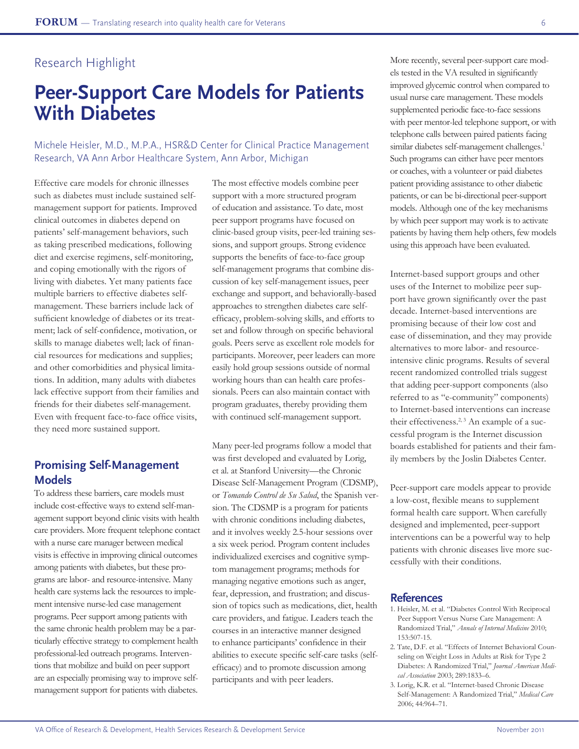Research Highlight

# Peer-Support Care Models for Patients With Diabetes

Michele Heisler, M.D., M.P.A., HSR&D Center for Clinical Practice Management Research, VA Ann Arbor Healthcare System, Ann Arbor, Michigan

Effective care models for chronic illnesses such as diabetes must include sustained self-management support for patients. Improved clinical outcomes in diabetes depend on patients' self-management behaviors, such as taking prescribed medications, following diet and exercise regimens, self-monitoring, and coping emotionally with the rigors of living with diabetes. Yet many patients face multiple barriers to effective diabetes self-management. These barriers include lack of sufficient knowledge of diabetes or its treatment; lack of self-confidence, motivation, or skills to manage diabetes well; lack of financial resources for medications and supplies; and other comorbidities and physical limitations. In addition, many adults with diabetes lack effective support from their families and friends for their diabetes self-management. Even with frequent face-to-face office visits, they need more sustained support.

## Promising Self-Management Models

To address these barriers, care models must include cost-effective ways to extend self-management support beyond clinic visits with health care providers. More frequent telephone contact with a nurse care manager between medical visits is effective in improving clinical outcomes among patients with diabetes, but these programs are labor- and resource-intensive. Many health care systems lack the resources to implement intensive nurse-led case management programs. Peer support among patients with the same chronic health problem may be a particularly effective strategy to complement health professional-led outreach programs. Interventions that mobilize and build on peer support are an especially promising way to improve self-management support for patients with diabetes.

The most effective models combine peer support with a more structured program of education and assistance. To date, most peer support programs have focused on clinic-based group visits, peer-led training sessions, and support groups. Strong evidence supports the benefits of face-to-face group self-management programs that combine discussion of key self-management issues, peer exchange and support, and behaviorally-based approaches to strengthen diabetes care self-efficacy, problem-solving skills, and efforts to set and follow through on specific behavioral goals. Peers serve as excellent role models for participants. Moreover, peer leaders can more easily hold group sessions outside of normal working hours than can health care professionals. Peers can also maintain contact with program graduates, thereby providing them with continued self-management support.

Many peer-led programs follow a model that was first developed and evaluated by Lorig, et al. at Stanford University—the Chronic Disease Self-Management Program (CDSMP), or *Tomando Control de Su Salud*, the Spanish version. The CDSMP is a program for patients with chronic conditions including diabetes, and it involves weekly 2.5-hour sessions over a six week period. Program content includes individualized exercises and cognitive symptom management programs; methods for managing negative emotions such as anger, fear, depression, and frustration; and discussion of topics such as medications, diet, health care providers, and fatigue. Leaders teach the courses in an interactive manner designed to enhance participants' confidence in their abilities to execute specific self-care tasks (self-efficacy) and to promote discussion among participants and with peer leaders.

More recently, several peer-support care models tested in the VA resulted in significantly improved glycemic control when compared to usual nurse care management. These models supplemented periodic face-to-face sessions with peer mentor-led telephone support, or with telephone calls between paired patients facing similar diabetes self-management challenges.[1] Such programs can either have peer mentors or coaches, with a volunteer or paid diabetes patient providing assistance to other diabetic patients, or can be bi-directional peer-support models. Although one of the key mechanisms by which peer support may work is to activate patients by having them help others, few models using this approach have been evaluated.

Internet-based support groups and other uses of the Internet to mobilize peer support have grown significantly over the past decade. Internet-based interventions are promising because of their low cost and ease of dissemination, and they may provide alternatives to more labor- and resource-intensive clinic programs. Results of several recent randomized controlled trials suggest that adding peer-support components (also referred to as "e-community" components) to Internet-based interventions can increase their effectiveness.[2, 3] An example of a successful program is the Internet discussion boards established for patients and their family members by the Joslin Diabetes Center.

Peer-support care models appear to provide a low-cost, flexible means to supplement formal health care support. When carefully designed and implemented, peer-support interventions can be a powerful way to help patients with chronic diseases live more successfully with their conditions.

## References

1. Heisler, M. et al. "Diabetes Control With Reciprocal Peer Support Versus Nurse Care Management: A Randomized Trial," *Annals of Internal Medicine* 2010; 153:507-15.
2. Tate, D.F. et al. "Effects of Internet Behavioral Counseling on Weight Loss in Adults at Risk for Type 2 Diabetes: A Randomized Trial," *Journal American Medical Association* 2003; 289:1833–6.
3. Lorig, K.R. et al. "Internet-based Chronic Disease Self-Management: A Randomized Trial," *Medical Care* 2006; 44:964–71.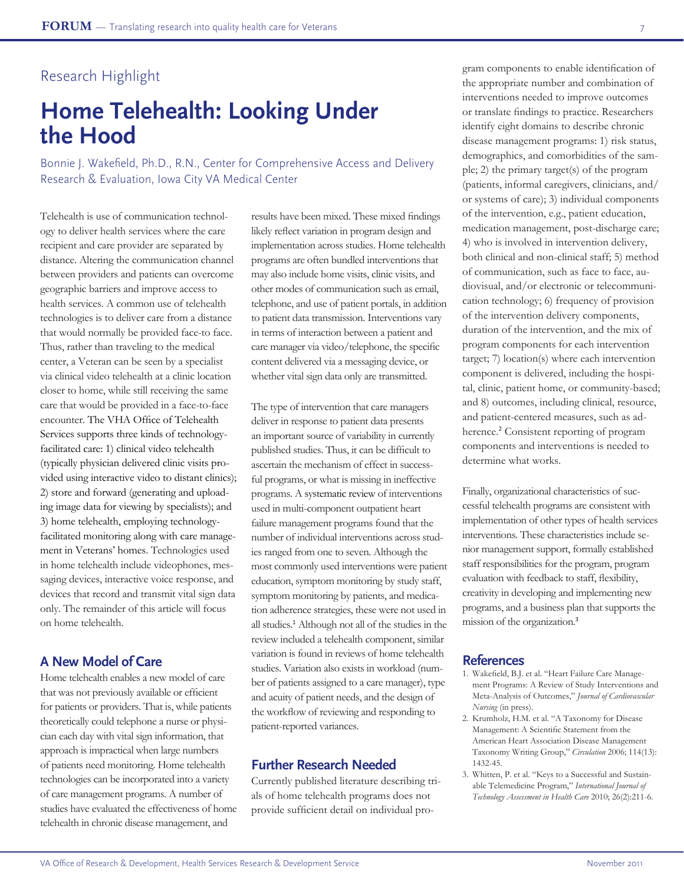Research Highlight

# Home Telehealth: Looking Under the Hood

Bonnie J. Wakefield, Ph.D., R.N., Center for Comprehensive Access and Delivery Research & Evaluation, Iowa City VA Medical Center

Telehealth is use of communication technology to deliver health services where the care recipient and care provider are separated by distance. Altering the communication channel between providers and patients can overcome geographic barriers and improve access to health services. A common use of telehealth technologies is to deliver care from a distance that would normally be provided face-to face. Thus, rather than traveling to the medical center, a Veteran can be seen by a specialist via clinical video telehealth at a clinic location closer to home, while still receiving the same care that would be provided in a face-to-face encounter. The VHA Office of Telehealth Services supports three kinds of technology-facilitated care: 1) clinical video telehealth (typically physician delivered clinic visits provided using interactive video to distant clinics); 2) store and forward (generating and uploading image data for viewing by specialists); and 3) home telehealth, employing technology-facilitated monitoring along with care management in Veterans' homes. Technologies used in home telehealth include videophones, messaging devices, interactive voice response, and devices that record and transmit vital sign data only. The remainder of this article will focus on home telehealth.

## A New Model of Care

Home telehealth enables a new model of care that was not previously available or efficient for patients or providers. That is, while patients theoretically could telephone a nurse or physician each day with vital sign information, that approach is impractical when large numbers of patients need monitoring. Home telehealth technologies can be incorporated into a variety of care management programs. A number of studies have evaluated the effectiveness of home telehealth in chronic disease management, and results have been mixed. These mixed findings likely reflect variation in program design and implementation across studies. Home telehealth programs are often bundled interventions that may also include home visits, clinic visits, and other modes of communication such as email, telephone, and use of patient portals, in addition to patient data transmission. Interventions vary in terms of interaction between a patient and care manager via video/telephone, the specific content delivered via a messaging device, or whether vital sign data only are transmitted.

The type of intervention that care managers deliver in response to patient data presents an important source of variability in currently published studies. Thus, it can be difficult to ascertain the mechanism of effect in successful programs, or what is missing in ineffective programs. A systematic review of interventions used in multi-component outpatient heart failure management programs found that the number of individual interventions across studies ranged from one to seven. Although the most commonly used interventions were patient education, symptom monitoring by study staff, symptom monitoring by patients, and medication adherence strategies, these were not used in all studies.[1] Although not all of the studies in the review included a telehealth component, similar variation is found in reviews of home telehealth studies. Variation also exists in workload (number of patients assigned to a care manager), type and acuity of patient needs, and the design of the workflow of reviewing and responding to patient-reported variances.

## Further Research Needed

Currently published literature describing trials of home telehealth programs does not provide sufficient detail on individual program components to enable identification of the appropriate number and combination of interventions needed to improve outcomes or translate findings to practice. Researchers identify eight domains to describe chronic disease management programs: 1) risk status, demographics, and comorbidities of the sample; 2) the primary target(s) of the program (patients, informal caregivers, clinicians, and/or systems of care); 3) individual components of the intervention, e.g., patient education, medication management, post-discharge care; 4) who is involved in intervention delivery, both clinical and non-clinical staff; 5) method of communication, such as face to face, audiovisual, and/or electronic or telecommunication technology; 6) frequency of provision of the intervention delivery components, duration of the intervention, and the mix of program components for each intervention target; 7) location(s) where each intervention component is delivered, including the hospital, clinic, patient home, or community-based; and 8) outcomes, including clinical, resource, and patient-centered measures, such as adherence.[2] Consistent reporting of program components and interventions is needed to determine what works.

Finally, organizational characteristics of successful telehealth programs are consistent with implementation of other types of health services interventions. These characteristics include senior management support, formally established staff responsibilities for the program, program evaluation with feedback to staff, flexibility, creativity in developing and implementing new programs, and a business plan that supports the mission of the organization.[3]

## References

1. Wakefield, B.J. et al. "Heart Failure Care Management Programs: A Review of Study Interventions and Meta-Analysis of Outcomes," *Journal of Cardiovascular Nursing* (in press).
2. Krumholz, H.M. et al. "A Taxonomy for Disease Management: A Scientific Statement from the American Heart Association Disease Management Taxonomy Writing Group," *Circulation* 2006; 114(13): 1432-45.
3. Whitten, P. et al. "Keys to a Successful and Sustainable Telemedicine Program," *International Journal of Technology Assessment in Health Care* 2010; 26(2):211-6.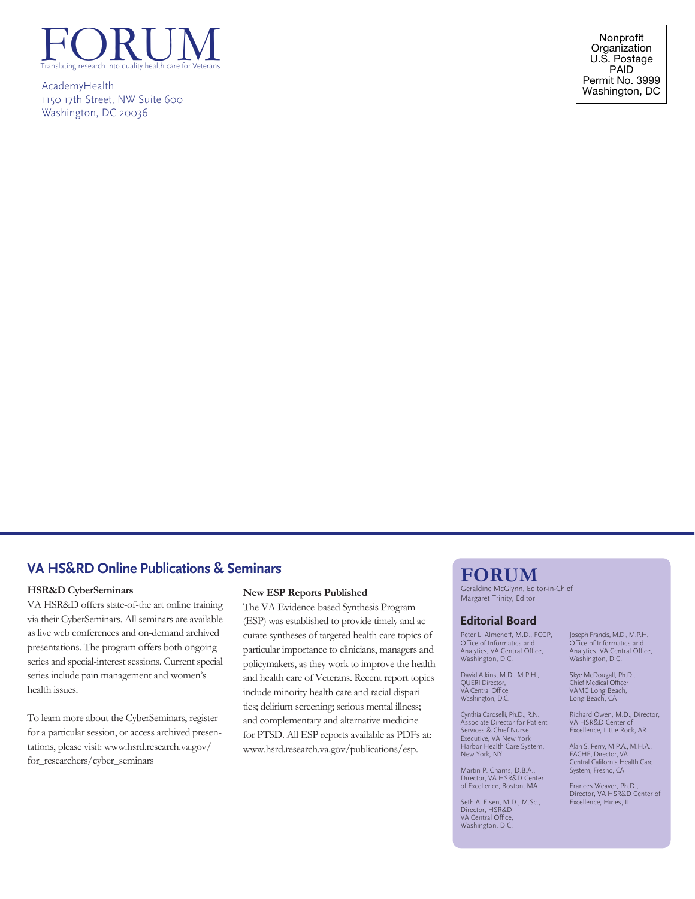# FORUM

Translating research into quality health care for Veterans

AcademyHealth
1150 17th Street, NW Suite 600
Washington, DC 20036

Nonprofit Organization
U.S. Postage
PAID
Permit No. 3999
Washington, DC

## VA HS&RD Online Publications & Seminars

**HSR&D CyberSeminars**

VA HSR&D offers state-of-the art online training via their CyberSeminars. All seminars are available as live web conferences and on-demand archived presentations. The program offers both ongoing series and special-interest sessions. Current special series include pain management and women's health issues.

To learn more about the CyberSeminars, register for a particular session, or access archived presentations, please visit: www.hsrd.research.va.gov/for_researchers/cyber_seminars

**New ESP Reports Published**

The VA Evidence-based Synthesis Program (ESP) was established to provide timely and accurate syntheses of targeted health care topics of particular importance to clinicians, managers and policymakers, as they work to improve the health and health care of Veterans. Recent report topics include minority health care and racial disparities; delirium screening; serious mental illness; and complementary and alternative medicine for PTSD. All ESP reports available as PDFs at: www.hsrd.research.va.gov/publications/esp.

## FORUM

Geraldine McGlynn, Editor-in-Chief
Margaret Trinity, Editor

### Editorial Board

Peter L. Almenoff, M.D., FCCP, Office of Informatics and Analytics, VA Central Office, Washington, D.C.

David Atkins, M.D., M.P.H., QUERI Director, VA Central Office, Washington, D.C.

Cynthia Caroselli, Ph.D., R.N., Associate Director for Patient Services & Chief Nurse Executive, VA New York Harbor Health Care System, New York, NY

Martin P. Charns, D.B.A., Director, VA HSR&D Center of Excellence, Boston, MA

Seth A. Eisen, M.D., M.Sc., Director, HSR&D VA Central Office, Washington, D.C.

Joseph Francis, M.D., M.P.H., Office of Informatics and Analytics, VA Central Office, Washington, D.C.

Skye McDougall, Ph.D., Chief Medical Officer VAMC Long Beach, Long Beach, CA

Richard Owen, M.D., Director, VA HSR&D Center of Excellence, Little Rock, AR

Alan S. Perry, M.P.A., M.H.A., FACHE, Director, VA Central California Health Care System, Fresno, CA

Frances Weaver, Ph.D., Director, VA HSR&D Center of Excellence, Hines, IL